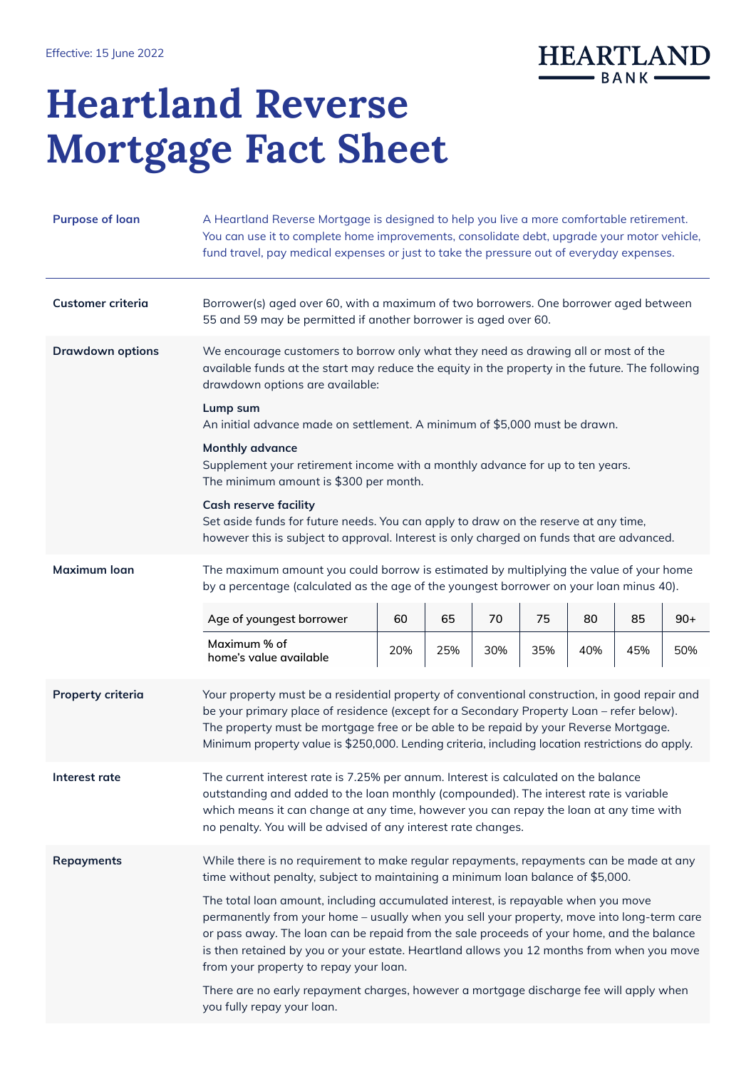Effective: 15 June 2022

HEARTLAND BANK

# Heartland Reverse Mortgage Fact Sheet

**Purpose of loan**

A Heartland Reverse Mortgage is designed to help you live a more comfortable retirement. You can use it to complete home improvements, consolidate debt, upgrade your motor vehicle, fund travel, pay medical expenses or just to take the pressure out of everyday expenses.

**Customer criteria**

Borrower(s) aged over 60, with a maximum of two borrowers. One borrower aged between 55 and 59 may be permitted if another borrower is aged over 60.

**Drawdown options**

We encourage customers to borrow only what they need as drawing all or most of the available funds at the start may reduce the equity in the property in the future. The following drawdown options are available:

**Lump sum**
An initial advance made on settlement. A minimum of $5,000 must be drawn.

**Monthly advance**
Supplement your retirement income with a monthly advance for up to ten years. The minimum amount is $300 per month.

**Cash reserve facility**
Set aside funds for future needs. You can apply to draw on the reserve at any time, however this is subject to approval. Interest is only charged on funds that are advanced.

**Maximum loan**

The maximum amount you could borrow is estimated by multiplying the value of your home by a percentage (calculated as the age of the youngest borrower on your loan minus 40).

| Age of youngest borrower | 60 | 65 | 70 | 75 | 80 | 85 | 90+ |
|---|---|---|---|---|---|---|---|
| Maximum % of home's value available | 20% | 25% | 30% | 35% | 40% | 45% | 50% |

**Property criteria**

Your property must be a residential property of conventional construction, in good repair and be your primary place of residence (except for a Secondary Property Loan – refer below). The property must be mortgage free or be able to be repaid by your Reverse Mortgage. Minimum property value is $250,000. Lending criteria, including location restrictions do apply.

**Interest rate**

The current interest rate is 7.25% per annum. Interest is calculated on the balance outstanding and added to the loan monthly (compounded). The interest rate is variable which means it can change at any time, however you can repay the loan at any time with no penalty. You will be advised of any interest rate changes.

**Repayments**

While there is no requirement to make regular repayments, repayments can be made at any time without penalty, subject to maintaining a minimum loan balance of $5,000.

The total loan amount, including accumulated interest, is repayable when you move permanently from your home – usually when you sell your property, move into long-term care or pass away. The loan can be repaid from the sale proceeds of your home, and the balance is then retained by you or your estate. Heartland allows you 12 months from when you move from your property to repay your loan.

There are no early repayment charges, however a mortgage discharge fee will apply when you fully repay your loan.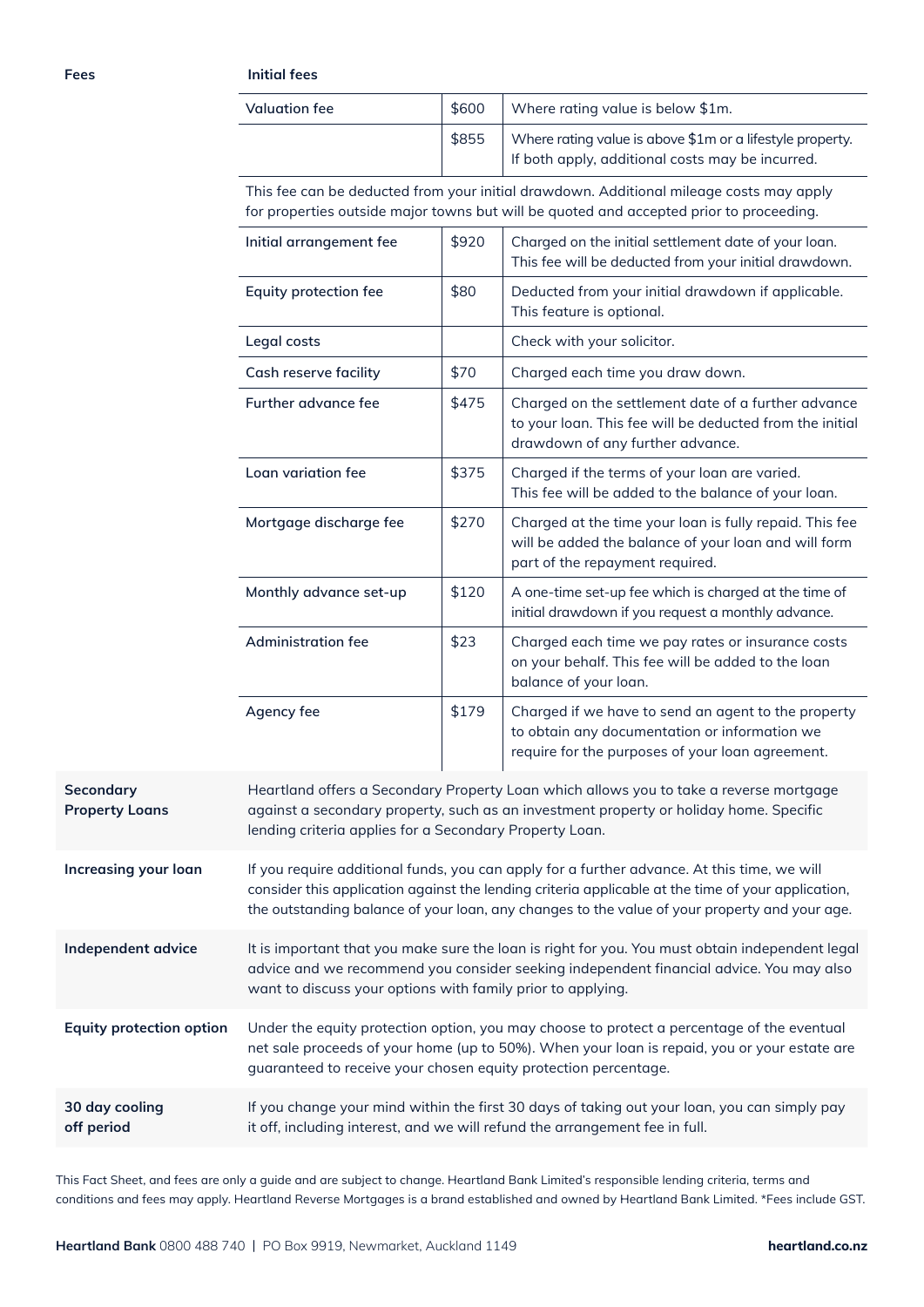## Fees

### Initial fees

| | | |
|---|---|---|
| Valuation fee | $600 | Where rating value is below $1m. |
| | $855 | Where rating value is above $1m or a lifestyle property. If both apply, additional costs may be incurred. |
| This fee can be deducted from your initial drawdown. Additional mileage costs may apply for properties outside major towns but will be quoted and accepted prior to proceeding. | | |
| Initial arrangement fee | $920 | Charged on the initial settlement date of your loan. This fee will be deducted from your initial drawdown. |
| Equity protection fee | $80 | Deducted from your initial drawdown if applicable. This feature is optional. |
| Legal costs | | Check with your solicitor. |
| Cash reserve facility | $70 | Charged each time you draw down. |
| Further advance fee | $475 | Charged on the settlement date of a further advance to your loan. This fee will be deducted from the initial drawdown of any further advance. |
| Loan variation fee | $375 | Charged if the terms of your loan are varied. This fee will be added to the balance of your loan. |
| Mortgage discharge fee | $270 | Charged at the time your loan is fully repaid. This fee will be added the balance of your loan and will form part of the repayment required. |
| Monthly advance set-up | $120 | A one-time set-up fee which is charged at the time of initial drawdown if you request a monthly advance. |
| Administration fee | $23 | Charged each time we pay rates or insurance costs on your behalf. This fee will be added to the loan balance of your loan. |
| Agency fee | $179 | Charged if we have to send an agent to the property to obtain any documentation or information we require for the purposes of your loan agreement. |

**Secondary Property Loans**

Heartland offers a Secondary Property Loan which allows you to take a reverse mortgage against a secondary property, such as an investment property or holiday home. Specific lending criteria applies for a Secondary Property Loan.

**Increasing your loan**

If you require additional funds, you can apply for a further advance. At this time, we will consider this application against the lending criteria applicable at the time of your application, the outstanding balance of your loan, any changes to the value of your property and your age.

**Independent advice**

It is important that you make sure the loan is right for you. You must obtain independent legal advice and we recommend you consider seeking independent financial advice. You may also want to discuss your options with family prior to applying.

**Equity protection option**

Under the equity protection option, you may choose to protect a percentage of the eventual net sale proceeds of your home (up to 50%). When your loan is repaid, you or your estate are guaranteed to receive your chosen equity protection percentage.

**30 day cooling off period**

If you change your mind within the first 30 days of taking out your loan, you can simply pay it off, including interest, and we will refund the arrangement fee in full.

This Fact Sheet, and fees are only a guide and are subject to change. Heartland Bank Limited's responsible lending criteria, terms and conditions and fees may apply. Heartland Reverse Mortgages is a brand established and owned by Heartland Bank Limited. *Fees include GST.

**Heartland Bank** 0800 488 740 | PO Box 9919, Newmarket, Auckland 1149 **heartland.co.nz**